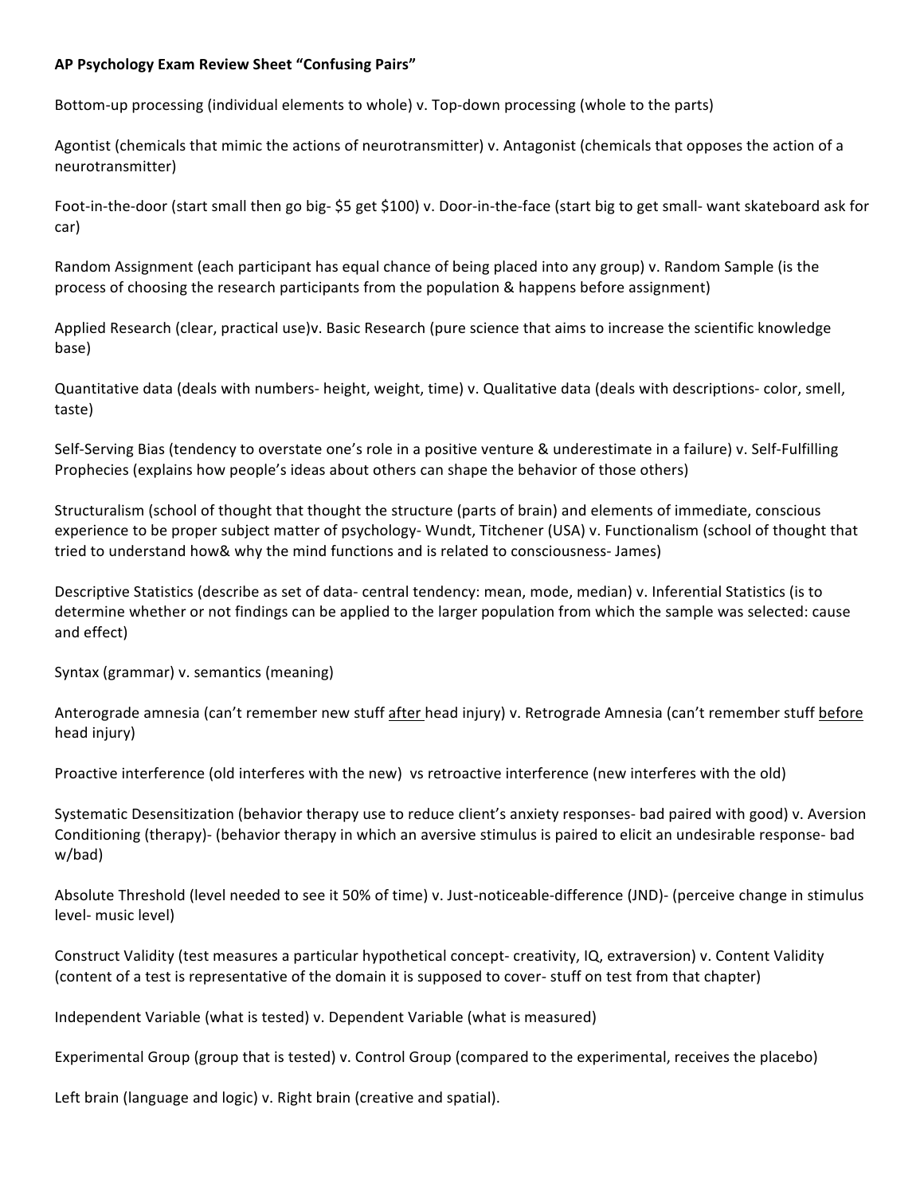**AP Psychology Exam Review Sheet "Confusing Pairs"**

Bottom-up processing (individual elements to whole) v. Top-down processing (whole to the parts)

Agontist (chemicals that mimic the actions of neurotransmitter) v. Antagonist (chemicals that opposes the action of a neurotransmitter)

Foot-in-the-door (start small then go big- $5 get $100) v. Door-in-the-face (start big to get small- want skateboard ask for car)

Random Assignment (each participant has equal chance of being placed into any group) v. Random Sample (is the process of choosing the research participants from the population & happens before assignment)

Applied Research (clear, practical use)v. Basic Research (pure science that aims to increase the scientific knowledge base)

Quantitative data (deals with numbers- height, weight, time) v. Qualitative data (deals with descriptions- color, smell, taste)

Self-Serving Bias (tendency to overstate one's role in a positive venture & underestimate in a failure) v. Self-Fulfilling Prophecies (explains how people's ideas about others can shape the behavior of those others)

Structuralism (school of thought that thought the structure (parts of brain) and elements of immediate, conscious experience to be proper subject matter of psychology- Wundt, Titchener (USA) v. Functionalism (school of thought that tried to understand how& why the mind functions and is related to consciousness- James)

Descriptive Statistics (describe as set of data- central tendency: mean, mode, median) v. Inferential Statistics (is to determine whether or not findings can be applied to the larger population from which the sample was selected: cause and effect)

Syntax (grammar) v. semantics (meaning)

Anterograde amnesia (can't remember new stuff <u>after</u> head injury) v. Retrograde Amnesia (can't remember stuff <u>before</u> head injury)

Proactive interference (old interferes with the new) vs retroactive interference (new interferes with the old)

Systematic Desensitization (behavior therapy use to reduce client's anxiety responses- bad paired with good) v. Aversion Conditioning (therapy)- (behavior therapy in which an aversive stimulus is paired to elicit an undesirable response- bad w/bad)

Absolute Threshold (level needed to see it 50% of time) v. Just-noticeable-difference (JND)- (perceive change in stimulus level- music level)

Construct Validity (test measures a particular hypothetical concept- creativity, IQ, extraversion) v. Content Validity (content of a test is representative of the domain it is supposed to cover- stuff on test from that chapter)

Independent Variable (what is tested) v. Dependent Variable (what is measured)

Experimental Group (group that is tested) v. Control Group (compared to the experimental, receives the placebo)

Left brain (language and logic) v. Right brain (creative and spatial).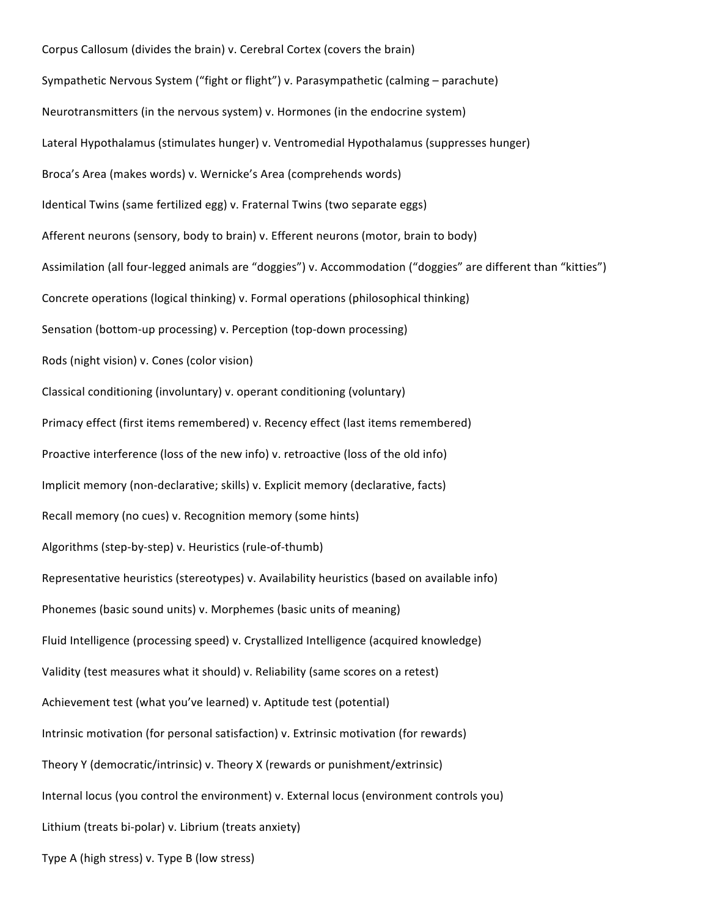Corpus Callosum (divides the brain) v. Cerebral Cortex (covers the brain)

Sympathetic Nervous System ("fight or flight") v. Parasympathetic (calming – parachute)

Neurotransmitters (in the nervous system) v. Hormones (in the endocrine system)

Lateral Hypothalamus (stimulates hunger) v. Ventromedial Hypothalamus (suppresses hunger)

Broca's Area (makes words) v. Wernicke's Area (comprehends words)

Identical Twins (same fertilized egg) v. Fraternal Twins (two separate eggs)

Afferent neurons (sensory, body to brain) v. Efferent neurons (motor, brain to body)

Assimilation (all four-legged animals are "doggies") v. Accommodation ("doggies" are different than "kitties")

Concrete operations (logical thinking) v. Formal operations (philosophical thinking)

Sensation (bottom-up processing) v. Perception (top-down processing)

Rods (night vision) v. Cones (color vision)

Classical conditioning (involuntary) v. operant conditioning (voluntary)

Primacy effect (first items remembered) v. Recency effect (last items remembered)

Proactive interference (loss of the new info) v. retroactive (loss of the old info)

Implicit memory (non-declarative; skills) v. Explicit memory (declarative, facts)

Recall memory (no cues) v. Recognition memory (some hints)

Algorithms (step-by-step) v. Heuristics (rule-of-thumb)

Representative heuristics (stereotypes) v. Availability heuristics (based on available info)

Phonemes (basic sound units) v. Morphemes (basic units of meaning)

Fluid Intelligence (processing speed) v. Crystallized Intelligence (acquired knowledge)

Validity (test measures what it should) v. Reliability (same scores on a retest)

Achievement test (what you've learned) v. Aptitude test (potential)

Intrinsic motivation (for personal satisfaction) v. Extrinsic motivation (for rewards)

Theory Y (democratic/intrinsic) v. Theory X (rewards or punishment/extrinsic)

Internal locus (you control the environment) v. External locus (environment controls you)

Lithium (treats bi-polar) v. Librium (treats anxiety)

Type A (high stress) v. Type B (low stress)